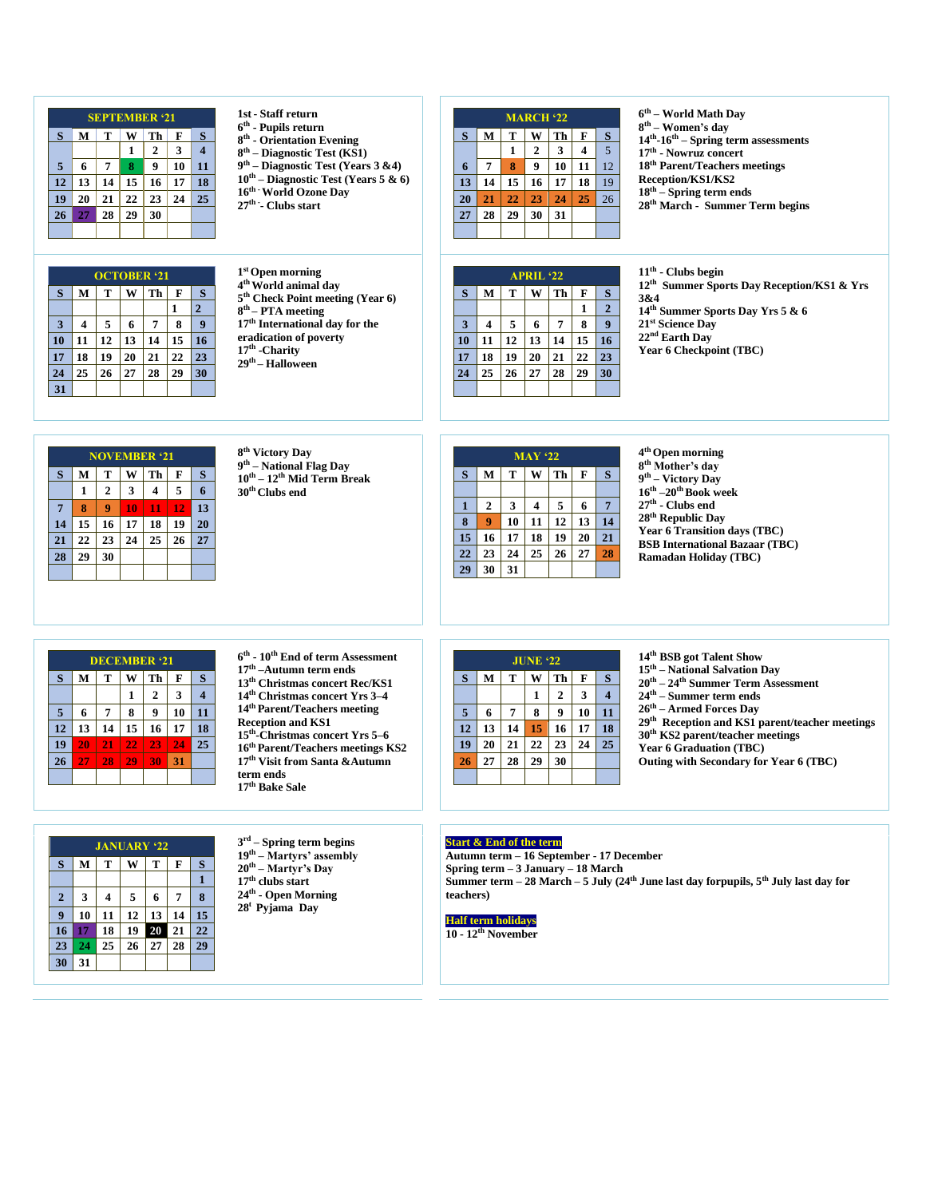## SEPTEMBER '21

| S | M | T | W | Th | F | S |
|---|---|---|---|---|---|---|
| | | | 1 | 2 | 3 | 4 |
| 5 | 6 | 7 | 8 | 9 | 10 | 11 |
| 12 | 13 | 14 | 15 | 16 | 17 | 18 |
| 19 | 20 | 21 | 22 | 23 | 24 | 25 |
| 26 | 27 | 28 | 29 | 30 | | |

1st - Staff return
6th - Pupils return
8th - Orientation Evening
8th – Diagnostic Test (KS1)
9th – Diagnostic Test (Years 3 &4)
10th – Diagnostic Test (Years 5 & 6)
16th - World Ozone Day
27th - Clubs start

## MARCH '22

| S | M | T | W | Th | F | S |
|---|---|---|---|---|---|---|
| | | 1 | 2 | 3 | 4 | 5 |
| 6 | 7 | 8 | 9 | 10 | 11 | 12 |
| 13 | 14 | 15 | 16 | 17 | 18 | 19 |
| 20 | 21 | 22 | 23 | 24 | 25 | 26 |
| 27 | 28 | 29 | 30 | 31 | | |

6th – World Math Day
8th – Women's day
14th-16th – Spring term assessments
17th - Nowruz concert
18th Parent/Teachers meetings Reception/KS1/KS2
18th – Spring term ends
28th March - Summer Term begins

## OCTOBER '21

| S | M | T | W | Th | F | S |
|---|---|---|---|---|---|---|
| | | | | | 1 | 2 |
| 3 | 4 | 5 | 6 | 7 | 8 | 9 |
| 10 | 11 | 12 | 13 | 14 | 15 | 16 |
| 17 | 18 | 19 | 20 | 21 | 22 | 23 |
| 24 | 25 | 26 | 27 | 28 | 29 | 30 |
| 31 | | | | | | |

1st Open morning
4th World animal day
5th Check Point meeting (Year 6)
8th – PTA meeting
17th International day for the eradication of poverty
17th -Charity
29th – Halloween

## APRIL '22

| S | M | T | W | Th | F | S |
|---|---|---|---|---|---|---|
| | | | | | 1 | 2 |
| 3 | 4 | 5 | 6 | 7 | 8 | 9 |
| 10 | 11 | 12 | 13 | 14 | 15 | 16 |
| 17 | 18 | 19 | 20 | 21 | 22 | 23 |
| 24 | 25 | 26 | 27 | 28 | 29 | 30 |

11th - Clubs begin
12th Summer Sports Day Reception/KS1 & Yrs 3&4
14th Summer Sports Day Yrs 5 & 6
21st Science Day
22nd Earth Day
Year 6 Checkpoint (TBC)

## NOVEMBER '21

| S | M | T | W | Th | F | S |
|---|---|---|---|---|---|---|
| | 1 | 2 | 3 | 4 | 5 | 6 |
| 7 | 8 | 9 | 10 | 11 | 12 | 13 |
| 14 | 15 | 16 | 17 | 18 | 19 | 20 |
| 21 | 22 | 23 | 24 | 25 | 26 | 27 |
| 28 | 29 | 30 | | | | |

8th Victory Day
9th – National Flag Day
10th – 12th Mid Term Break
30th Clubs end

## MAY '22

| S | M | T | W | Th | F | S |
|---|---|---|---|---|---|---|
| 1 | 2 | 3 | 4 | 5 | 6 | 7 |
| 8 | 9 | 10 | 11 | 12 | 13 | 14 |
| 15 | 16 | 17 | 18 | 19 | 20 | 21 |
| 22 | 23 | 24 | 25 | 26 | 27 | 28 |
| 29 | 30 | 31 | | | | |

4th Open morning
8th Mother's day
9th – Victory Day
16th –20th Book week
27th – Clubs end
28th Republic Day
Year 6 Transition days (TBC)
BSB International Bazaar (TBC)
Ramadan Holiday (TBC)

## DECEMBER '21

| S | M | T | W | Th | F | S |
|---|---|---|---|---|---|---|
| | | | 1 | 2 | 3 | 4 |
| 5 | 6 | 7 | 8 | 9 | 10 | 11 |
| 12 | 13 | 14 | 15 | 16 | 17 | 18 |
| 19 | 20 | 21 | 22 | 23 | 24 | 25 |
| 26 | 27 | 28 | 29 | 30 | 31 | |

6th - 10th End of term Assessment
17th –Autumn term ends
13th Christmas concert Rec/KS1
14th Christmas concert Yrs 3–4
14th Parent/Teachers meeting Reception and KS1
15th-Christmas concert Yrs 5–6
16th Parent/Teachers meetings KS2
17th Visit from Santa &Autumn term ends
17th Bake Sale

## JUNE '22

| S | M | T | W | Th | F | S |
|---|---|---|---|---|---|---|
| | | | 1 | 2 | 3 | 4 |
| 5 | 6 | 7 | 8 | 9 | 10 | 11 |
| 12 | 13 | 14 | 15 | 16 | 17 | 18 |
| 19 | 20 | 21 | 22 | 23 | 24 | 25 |
| 26 | 27 | 28 | 29 | 30 | | |

14th BSB got Talent Show
15th – National Salvation Day
20th – 24th Summer Term Assessment
24th – Summer term ends
26th – Armed Forces Day
29th Reception and KS1 parent/teacher meetings
30th KS2 parent/teacher meetings
Year 6 Graduation (TBC)
Outing with Secondary for Year 6 (TBC)

## JANUARY '22

| S | M | T | W | T | F | S |
|---|---|---|---|---|---|---|
| | | | | | | 1 |
| 2 | 3 | 4 | 5 | 6 | 7 | 8 |
| 9 | 10 | 11 | 12 | 13 | 14 | 15 |
| 16 | 17 | 18 | 19 | 20 | 21 | 22 |
| 23 | 24 | 25 | 26 | 27 | 28 | 29 |
| 30 | 31 | | | | | |

3rd – Spring term begins
19th – Martyrs' assembly
20th – Martyr's Day
17th clubs start
24th - Open Morning
28t Pyjama Day

**Start & End of the term**
Autumn term – 16 September - 17 December
Spring term – 3 January – 18 March
Summer term – 28 March – 5 July (24th June last day forpupils, 5th July last day for teachers)

**Half term holidays**
10 - 12th November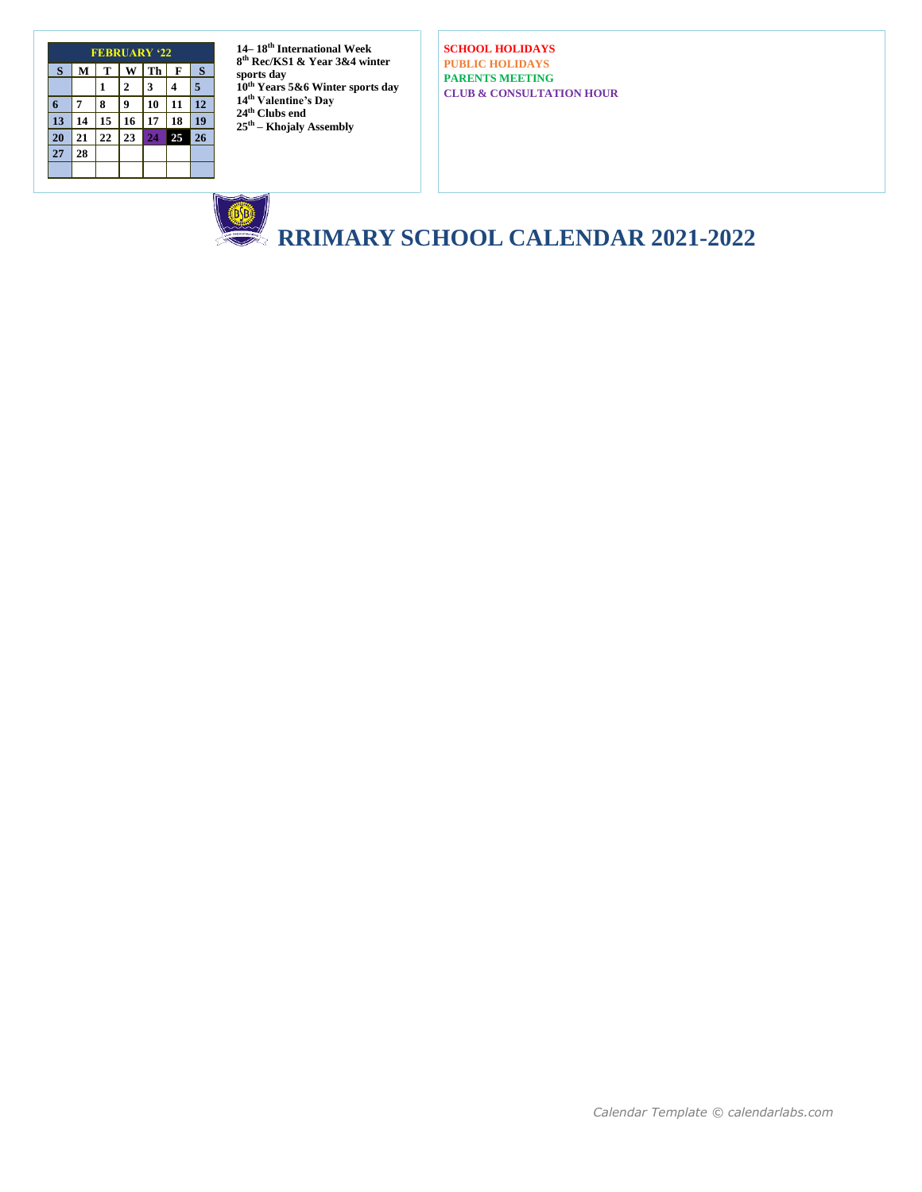| FEBRUARY '22 | | | | | | |
|---|---|---|---|---|---|---|
| S | M | T | W | Th | F | S |
| | | 1 | 2 | 3 | 4 | 5 |
| 6 | 7 | 8 | 9 | 10 | 11 | 12 |
| 13 | 14 | 15 | 16 | 17 | 18 | 19 |
| 20 | 21 | 22 | 23 | 24 | 25 | 26 |
| 27 | 28 | | | | | |
| | | | | | | |

**14– 18th International Week**
**8th Rec/KS1 & Year 3&4 winter sports day**
**10th Years 5&6 Winter sports day**
**14th Valentine's Day**
**24th Clubs end**
**25th – Khojaly Assembly**

**SCHOOL HOLIDAYS**
**PUBLIC HOLIDAYS**
**PARENTS MEETING**
**CLUB & CONSULTATION HOUR**

# RRIMARY SCHOOL CALENDAR 2021-2022

*Calendar Template © calendarlabs.com*